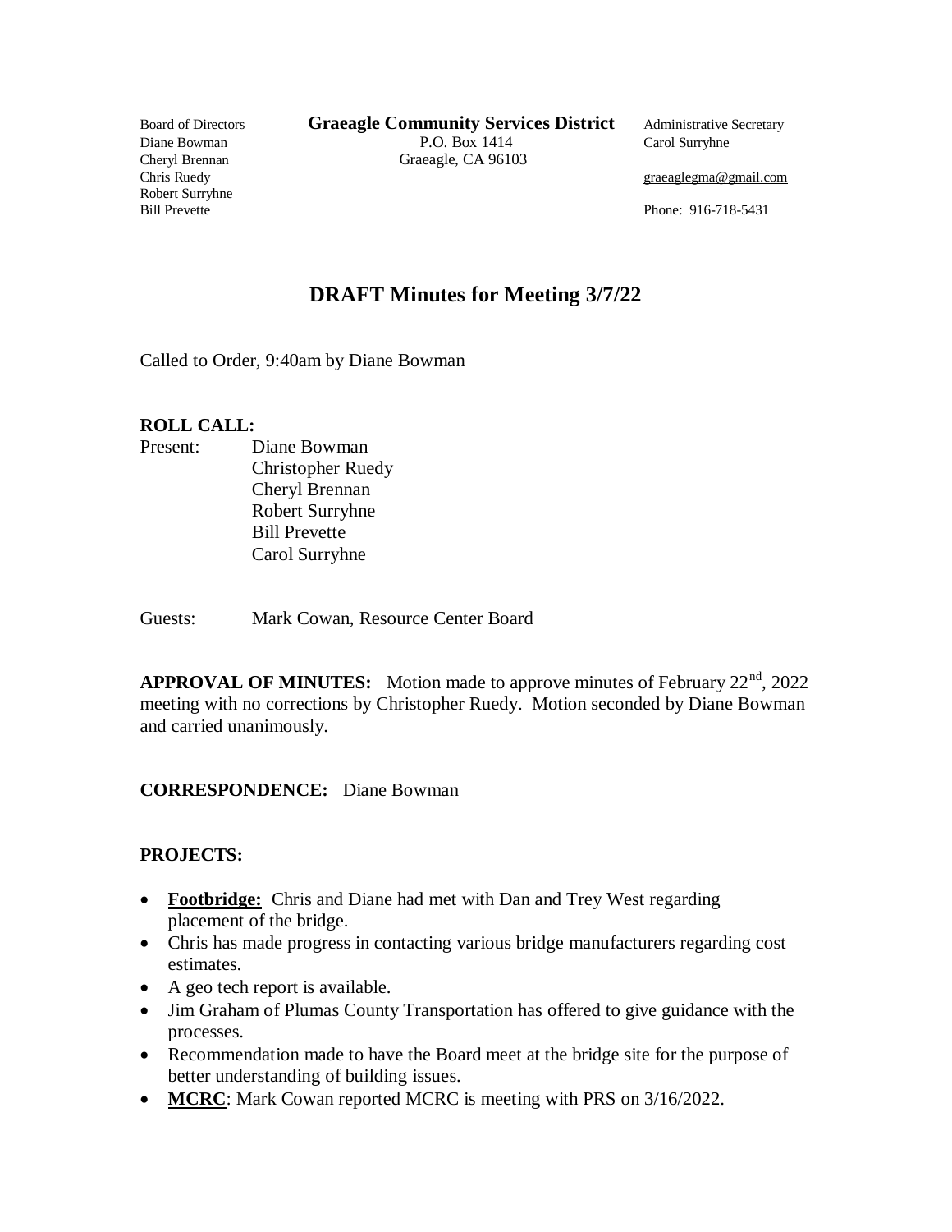Board of Directors
Diane Bowman
Cheryl Brennan
Chris Ruedy
Robert Surryhne
Bill Prevette

**Graeagle Community Services District**
P.O. Box 1414
Graeagle, CA 96103

Administrative Secretary
Carol Surryhne

graeaglegma@gmail.com

Phone: 916-718-5431

# DRAFT Minutes for Meeting 3/7/22

Called to Order, 9:40am by Diane Bowman

**ROLL CALL:**

Present:
- Diane Bowman
- Christopher Ruedy
- Cheryl Brennan
- Robert Surryhne
- Bill Prevette
- Carol Surryhne

Guests: Mark Cowan, Resource Center Board

**APPROVAL OF MINUTES:** Motion made to approve minutes of February 22nd, 2022 meeting with no corrections by Christopher Ruedy. Motion seconded by Diane Bowman and carried unanimously.

**CORRESPONDENCE:** Diane Bowman

**PROJECTS:**

- **Footbridge:** Chris and Diane had met with Dan and Trey West regarding placement of the bridge.
- Chris has made progress in contacting various bridge manufacturers regarding cost estimates.
- A geo tech report is available.
- Jim Graham of Plumas County Transportation has offered to give guidance with the processes.
- Recommendation made to have the Board meet at the bridge site for the purpose of better understanding of building issues.
- **MCRC**: Mark Cowan reported MCRC is meeting with PRS on 3/16/2022.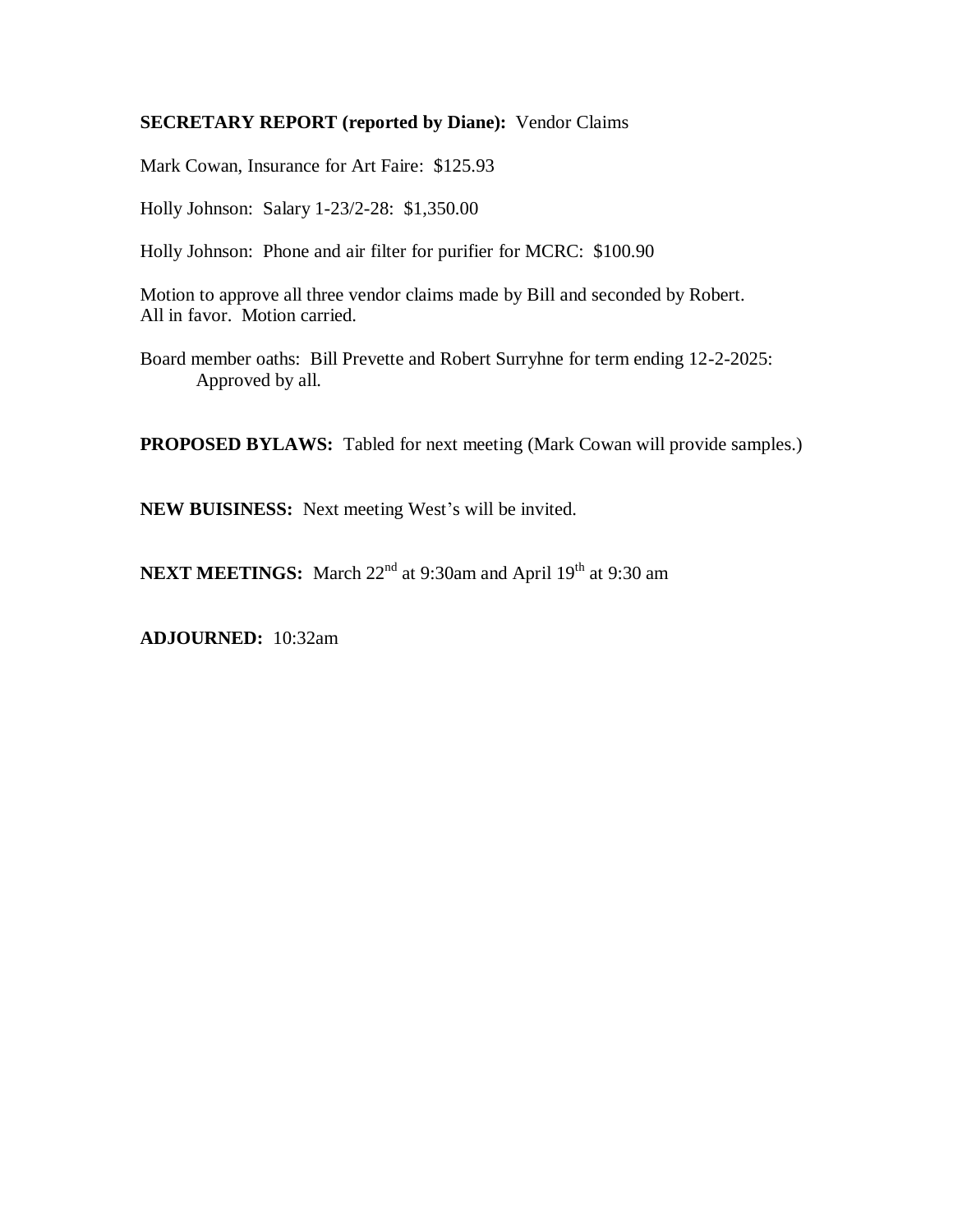**SECRETARY REPORT (reported by Diane):** Vendor Claims

Mark Cowan, Insurance for Art Faire: $125.93

Holly Johnson: Salary 1-23/2-28: $1,350.00

Holly Johnson: Phone and air filter for purifier for MCRC: $100.90

Motion to approve all three vendor claims made by Bill and seconded by Robert. All in favor. Motion carried.

Board member oaths: Bill Prevette and Robert Surryhne for term ending 12-2-2025: Approved by all.

**PROPOSED BYLAWS:** Tabled for next meeting (Mark Cowan will provide samples.)

**NEW BUISINESS:** Next meeting West's will be invited.

**NEXT MEETINGS:** March 22nd at 9:30am and April 19th at 9:30 am

**ADJOURNED:** 10:32am